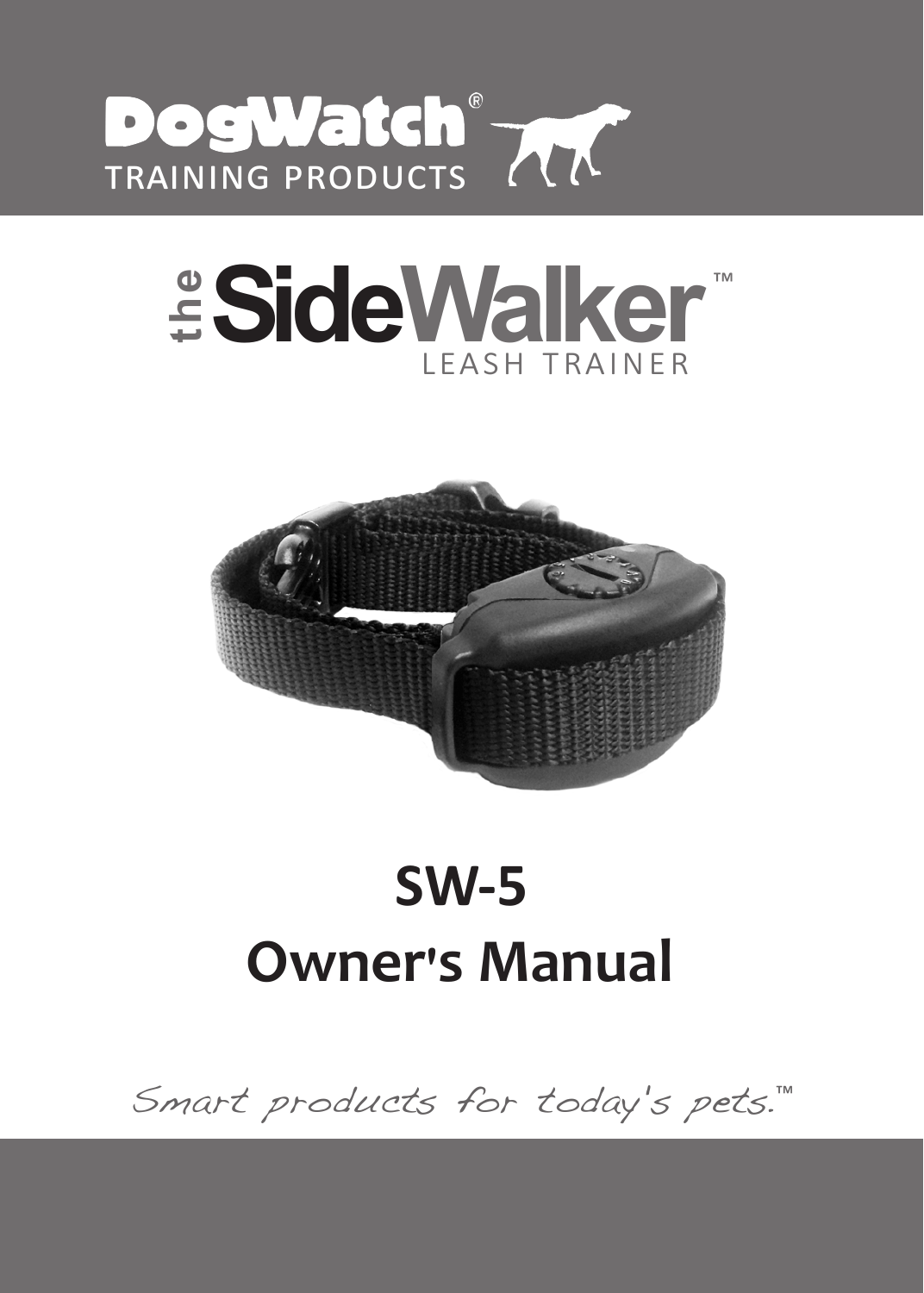DogWatch®

TRAINING PRODUCTS

# the SideWalker™

LEASH TRAINER

# SW-5

# Owner's Manual

*Smart products for today's pets.*™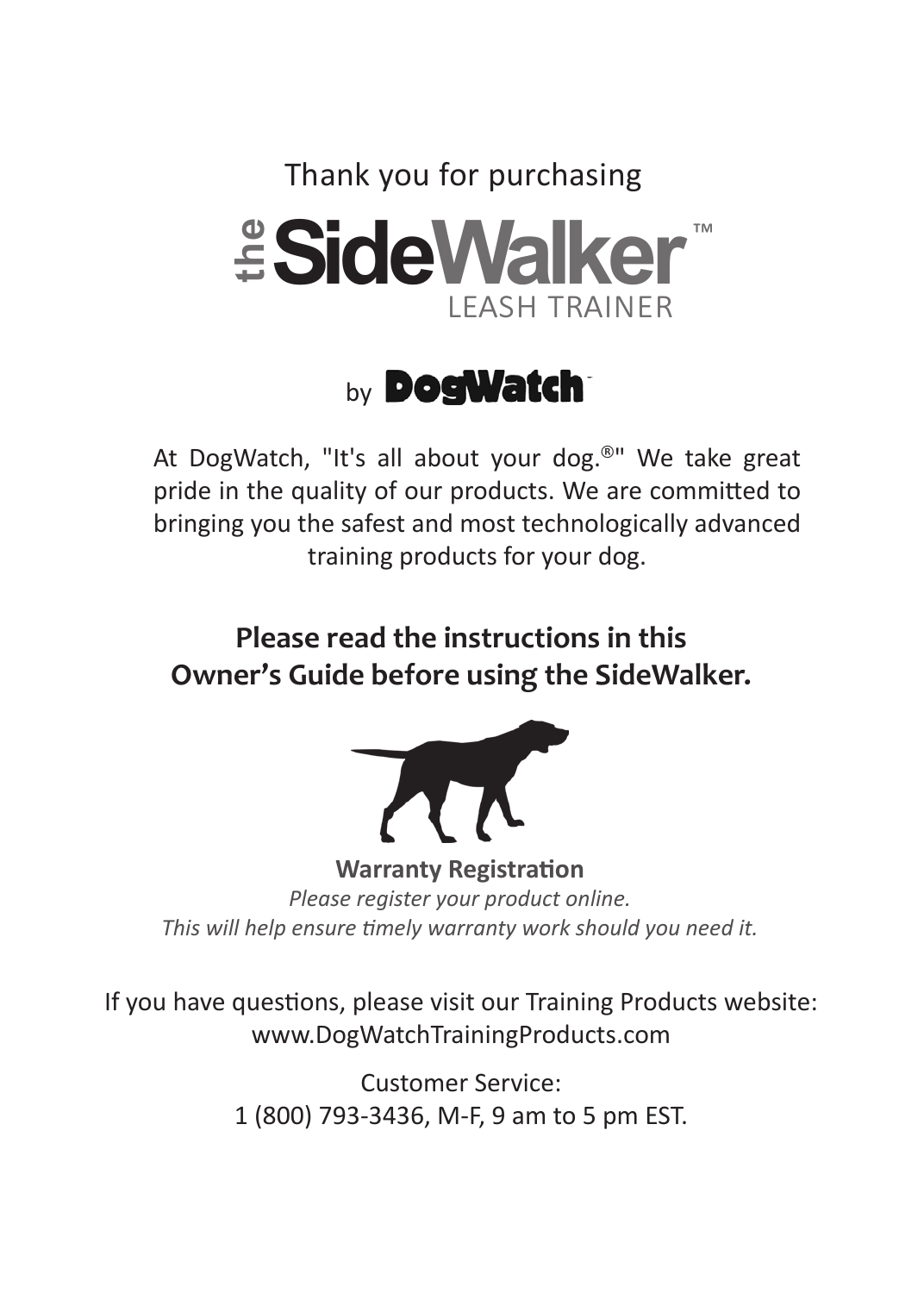Thank you for purchasing

# the SideWalker™ LEASH TRAINER

by **DogWatch**

At DogWatch, "It's all about your dog.®" We take great pride in the quality of our products. We are committed to bringing you the safest and most technologically advanced training products for your dog.

**Please read the instructions in this Owner's Guide before using the SideWalker.**

**Warranty Registration**

*Please register your product online.*
*This will help ensure timely warranty work should you need it.*

If you have questions, please visit our Training Products website:
www.DogWatchTrainingProducts.com

Customer Service:
1 (800) 793-3436, M-F, 9 am to 5 pm EST.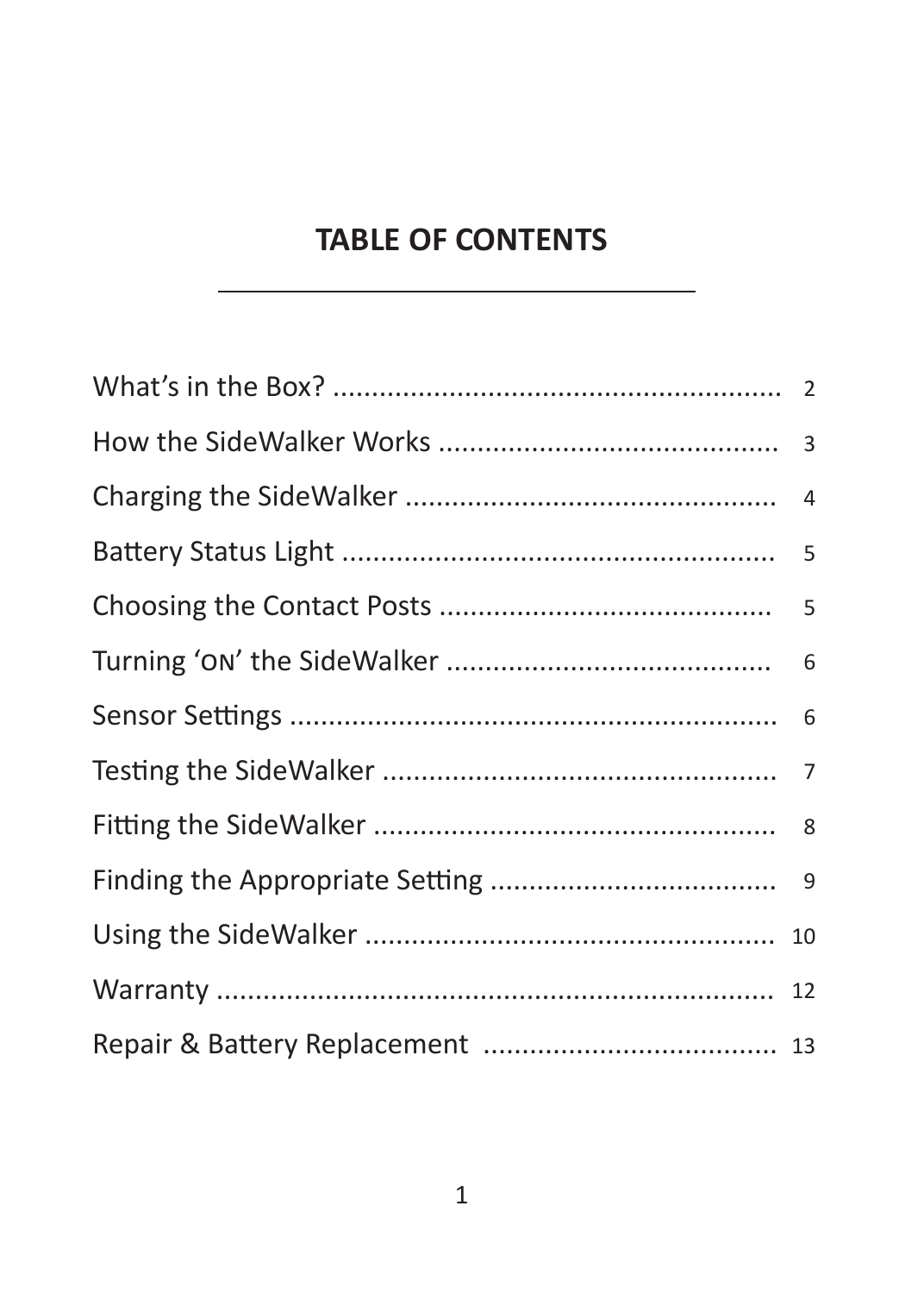# TABLE OF CONTENTS

| | |
|---|---|
| What's in the Box? | 2 |
| How the SideWalker Works | 3 |
| Charging the SideWalker | 4 |
| Battery Status Light | 5 |
| Choosing the Contact Posts | 5 |
| Turning 'ON' the SideWalker | 6 |
| Sensor Settings | 6 |
| Testing the SideWalker | 7 |
| Fitting the SideWalker | 8 |
| Finding the Appropriate Setting | 9 |
| Using the SideWalker | 10 |
| Warranty | 12 |
| Repair & Battery Replacement | 13 |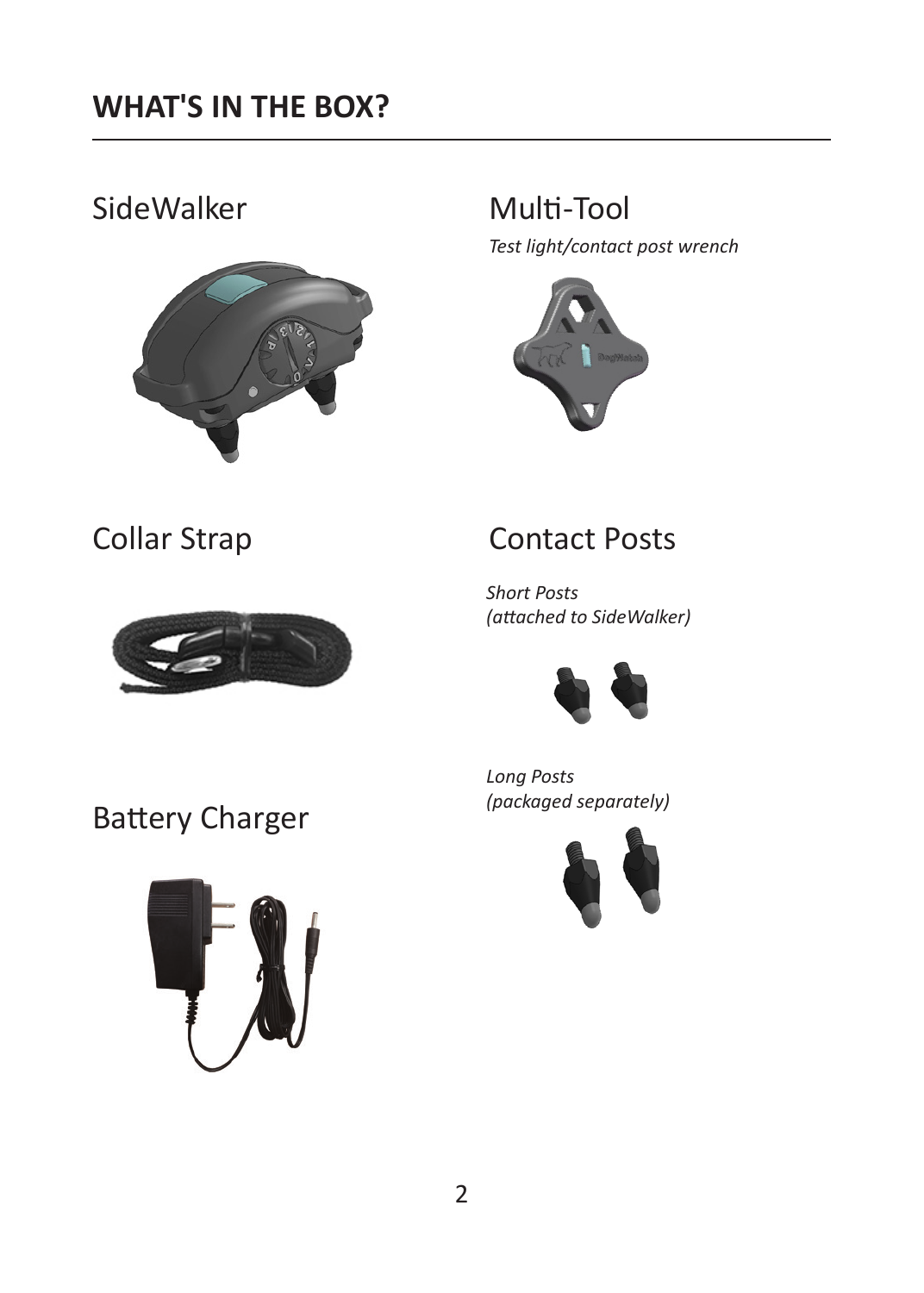## WHAT'S IN THE BOX?

### SideWalker

### Multi-Tool

*Test light/contact post wrench*

### Collar Strap

### Contact Posts

*Short Posts*
*(attached to SideWalker)*

*Long Posts*
*(packaged separately)*

### Battery Charger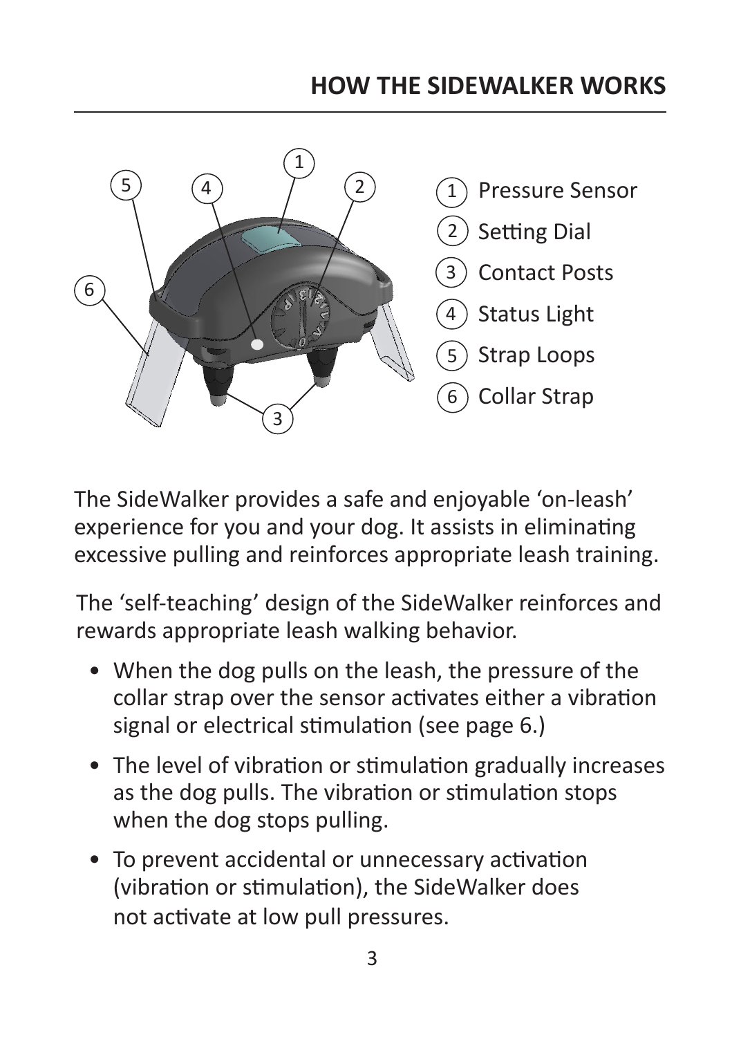## HOW THE SIDEWALKER WORKS

1. Pressure Sensor
2. Setting Dial
3. Contact Posts
4. Status Light
5. Strap Loops
6. Collar Strap

The SideWalker provides a safe and enjoyable 'on-leash' experience for you and your dog. It assists in eliminating excessive pulling and reinforces appropriate leash training.

The 'self-teaching' design of the SideWalker reinforces and rewards appropriate leash walking behavior.

- When the dog pulls on the leash, the pressure of the collar strap over the sensor activates either a vibration signal or electrical stimulation (see page 6.)
- The level of vibration or stimulation gradually increases as the dog pulls. The vibration or stimulation stops when the dog stops pulling.
- To prevent accidental or unnecessary activation (vibration or stimulation), the SideWalker does not activate at low pull pressures.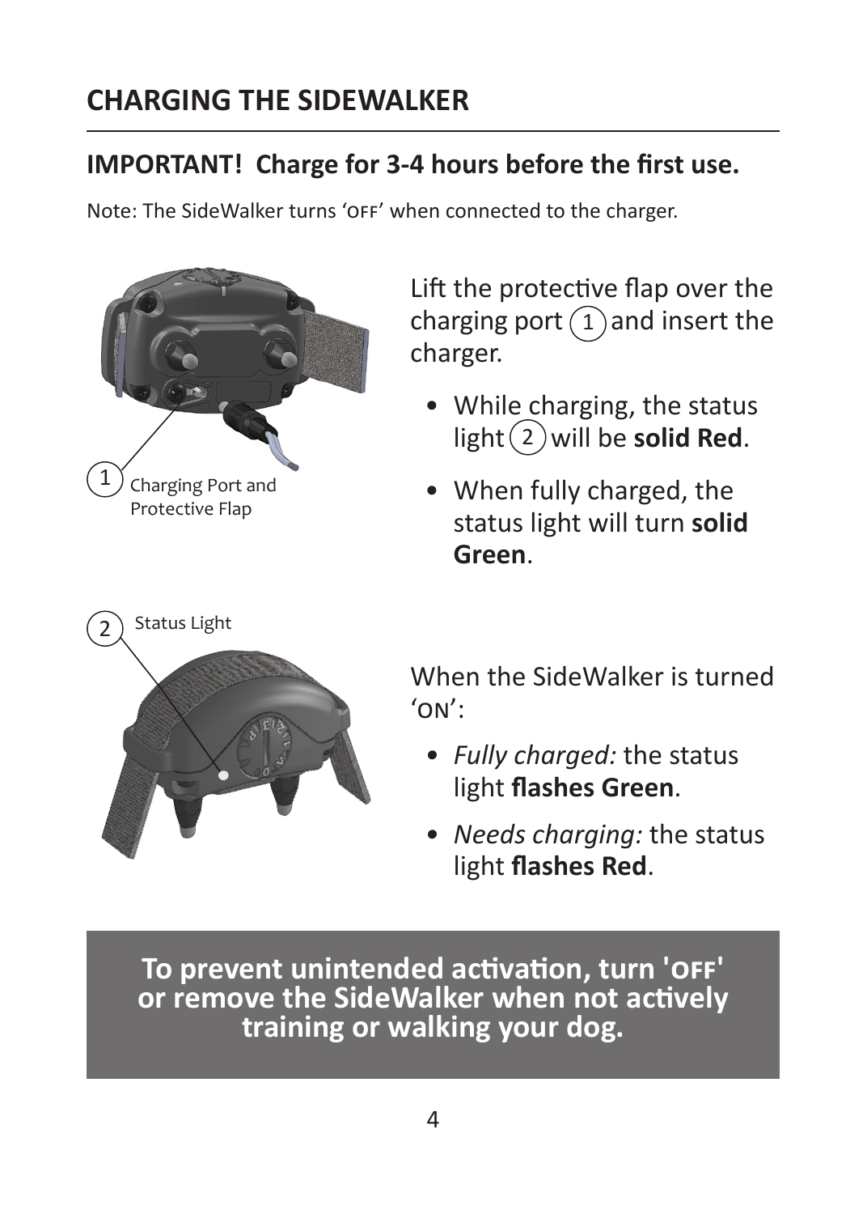## CHARGING THE SIDEWALKER

**IMPORTANT! Charge for 3-4 hours before the first use.**

Note: The SideWalker turns 'OFF' when connected to the charger.

1 Charging Port and Protective Flap

Lift the protective flap over the charging port (1) and insert the charger.

- While charging, the status light (2) will be **solid Red**.
- When fully charged, the status light will turn **solid Green**.

2 Status Light

When the SideWalker is turned 'ON':

- *Fully charged:* the status light **flashes Green**.
- *Needs charging:* the status light **flashes Red**.

**To prevent unintended activation, turn 'OFF' or remove the SideWalker when not actively training or walking your dog.**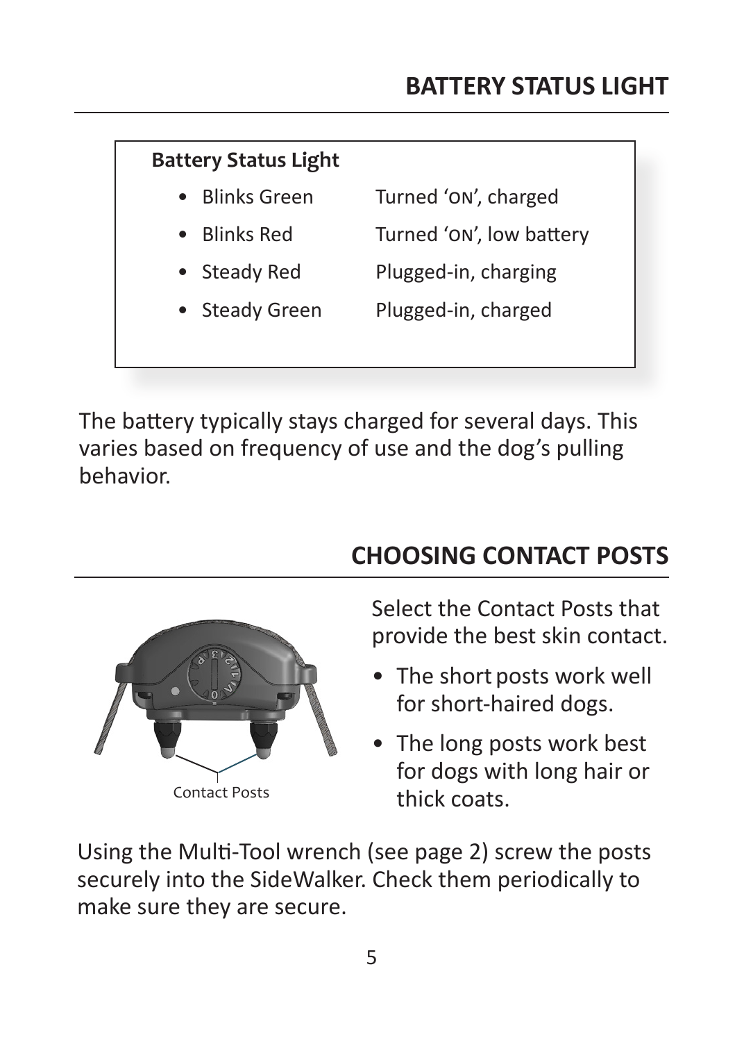## BATTERY STATUS LIGHT

**Battery Status Light**

| | |
|---|---|
| • Blinks Green | Turned 'ON', charged |
| • Blinks Red | Turned 'ON', low battery |
| • Steady Red | Plugged-in, charging |
| • Steady Green | Plugged-in, charged |

The battery typically stays charged for several days. This varies based on frequency of use and the dog's pulling behavior.

## CHOOSING CONTACT POSTS

Contact Posts

Select the Contact Posts that provide the best skin contact.

- The short posts work well for short-haired dogs.
- The long posts work best for dogs with long hair or thick coats.

Using the Multi-Tool wrench (see page 2) screw the posts securely into the SideWalker. Check them periodically to make sure they are secure.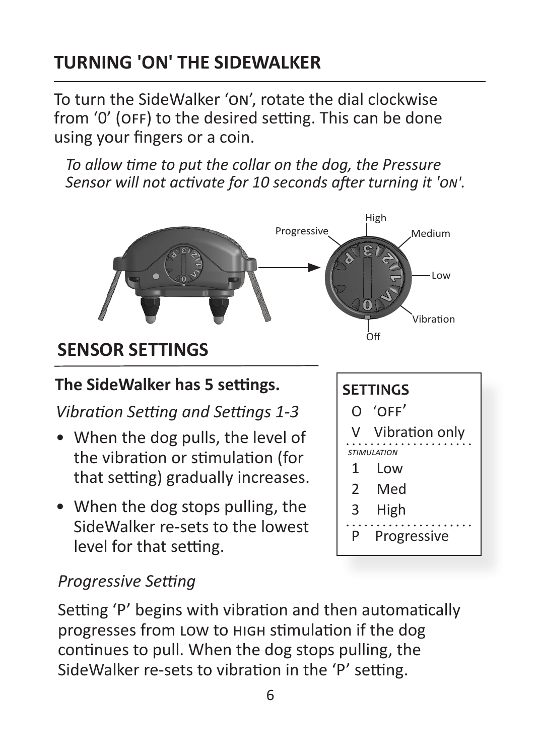## TURNING 'ON' THE SIDEWALKER

To turn the SideWalker 'ON', rotate the dial clockwise from '0' (OFF) to the desired setting. This can be done using your fingers or a coin.

*To allow time to put the collar on the dog, the Pressure Sensor will not activate for 10 seconds after turning it 'ON'.*

## SENSOR SETTINGS

**The SideWalker has 5 settings.**

*Vibration Setting and Settings 1-3*

- When the dog pulls, the level of the vibration or stimulation (for that setting) gradually increases.
- When the dog stops pulling, the SideWalker re-sets to the lowest level for that setting.

| SETTINGS | |
|---|---|
| O | 'OFF' |
| V | Vibration only |
| *STIMULATION* | |
| 1 | Low |
| 2 | Med |
| 3 | High |
| P | Progressive |

*Progressive Setting*

Setting 'P' begins with vibration and then automatically progresses from LOW to HIGH stimulation if the dog continues to pull. When the dog stops pulling, the SideWalker re-sets to vibration in the 'P' setting.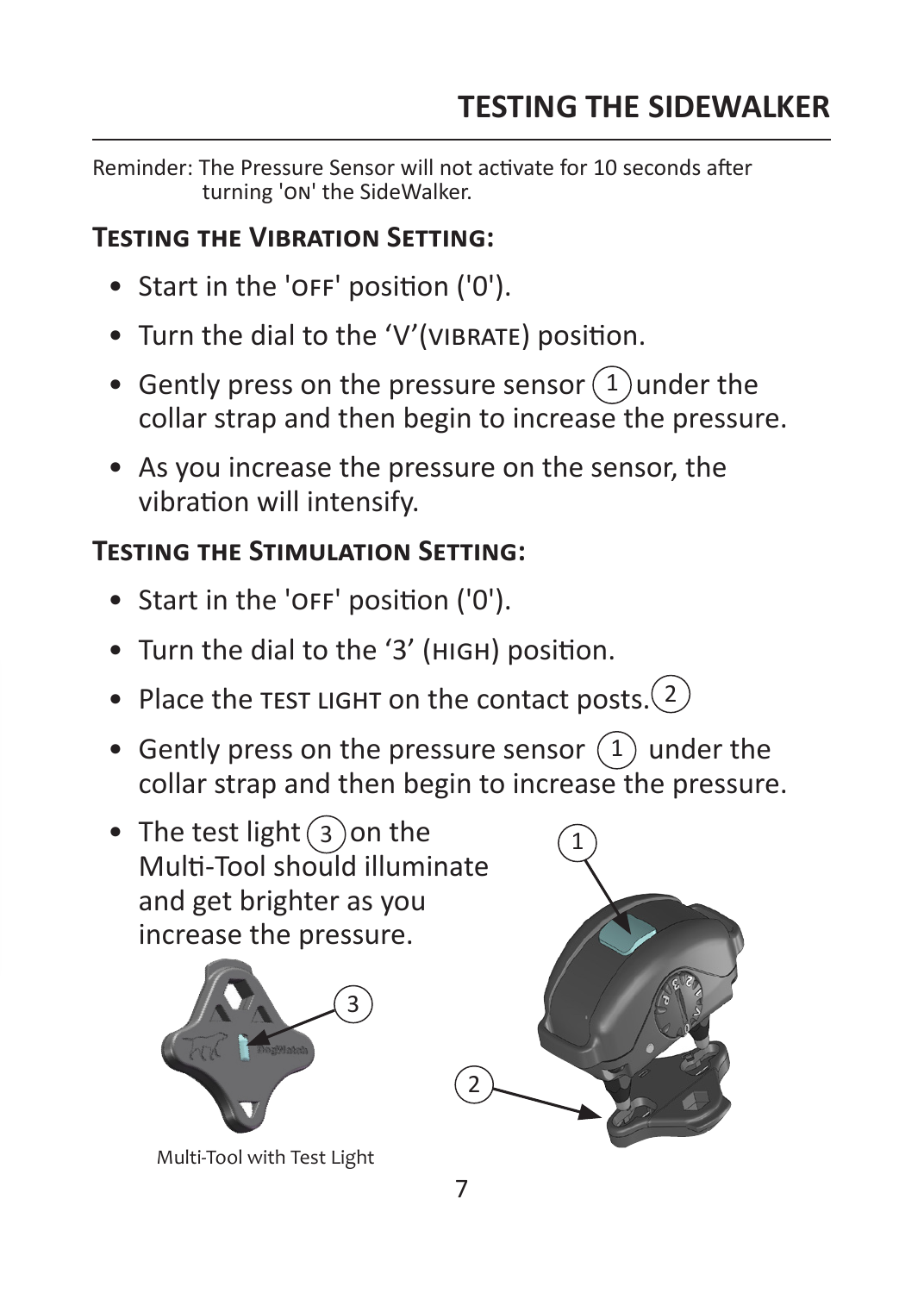# TESTING THE SIDEWALKER

Reminder: The Pressure Sensor will not activate for 10 seconds after turning 'ON' the SideWalker.

## Testing the Vibration Setting:

- Start in the 'OFF' position ('0').
- Turn the dial to the 'V'(VIBRATE) position.
- Gently press on the pressure sensor (1) under the collar strap and then begin to increase the pressure.
- As you increase the pressure on the sensor, the vibration will intensify.

## Testing the Stimulation Setting:

- Start in the 'OFF' position ('0').
- Turn the dial to the '3' (HIGH) position.
- Place the TEST LIGHT on the contact posts. (2)
- Gently press on the pressure sensor (1) under the collar strap and then begin to increase the pressure.
- The test light (3) on the Multi-Tool should illuminate and get brighter as you increase the pressure.

Multi-Tool with Test Light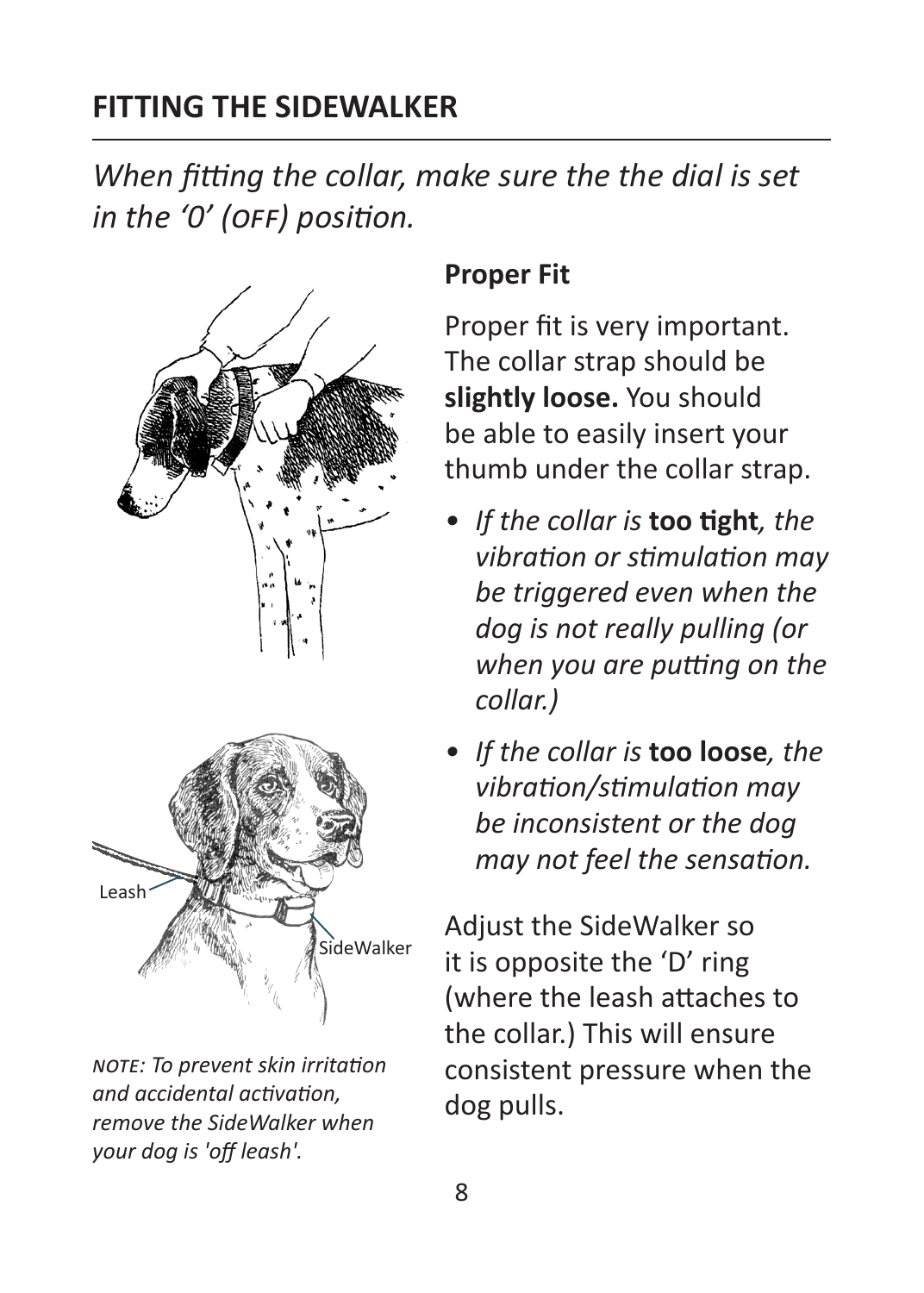## FITTING THE SIDEWALKER

*When fitting the collar, make sure the the dial is set in the '0' (OFF) position.*

*NOTE: To prevent skin irritation and accidental activation, remove the SideWalker when your dog is 'off leash'.*

### Proper Fit

Proper fit is very important. The collar strap should be **slightly loose.** You should be able to easily insert your thumb under the collar strap.

- *If the collar is* **too tight***, the vibration or stimulation may be triggered even when the dog is not really pulling (or when you are putting on the collar.)*
- *If the collar is* **too loose***, the vibration/stimulation may be inconsistent or the dog may not feel the sensation.*

Adjust the SideWalker so it is opposite the 'D' ring (where the leash attaches to the collar.) This will ensure consistent pressure when the dog pulls.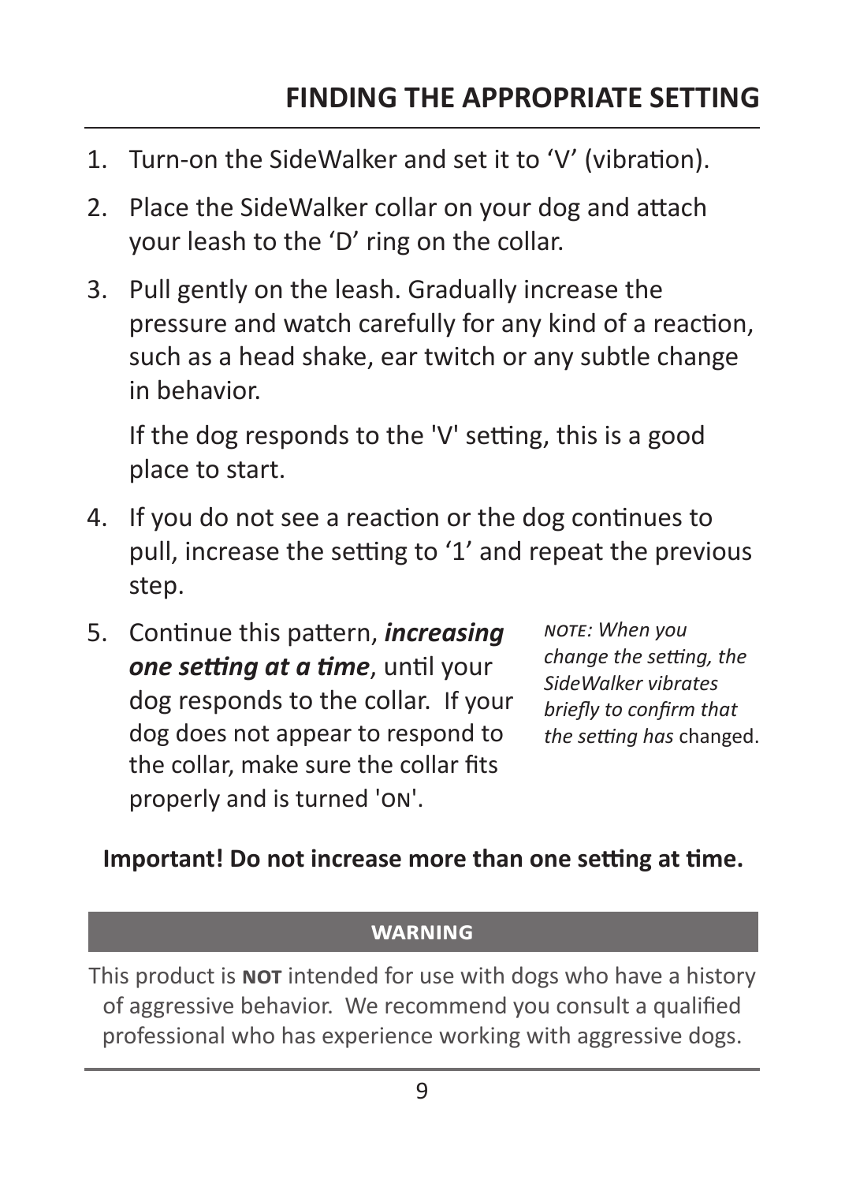## FINDING THE APPROPRIATE SETTING

1. Turn-on the SideWalker and set it to 'V' (vibration).
2. Place the SideWalker collar on your dog and attach your leash to the 'D' ring on the collar.
3. Pull gently on the leash. Gradually increase the pressure and watch carefully for any kind of a reaction, such as a head shake, ear twitch or any subtle change in behavior.

   If the dog responds to the 'V' setting, this is a good place to start.
4. If you do not see a reaction or the dog continues to pull, increase the setting to '1' and repeat the previous step.
5. Continue this pattern, ***increasing one setting at a time***, until your dog responds to the collar. If your dog does not appear to respond to the collar, make sure the collar fits properly and is turned 'ON'.

*NOTE: When you change the setting, the SideWalker vibrates briefly to confirm that the setting has* changed.

**Important! Do not increase more than one setting at time.**

**WARNING**

This product is **NOT** intended for use with dogs who have a history of aggressive behavior. We recommend you consult a qualified professional who has experience working with aggressive dogs.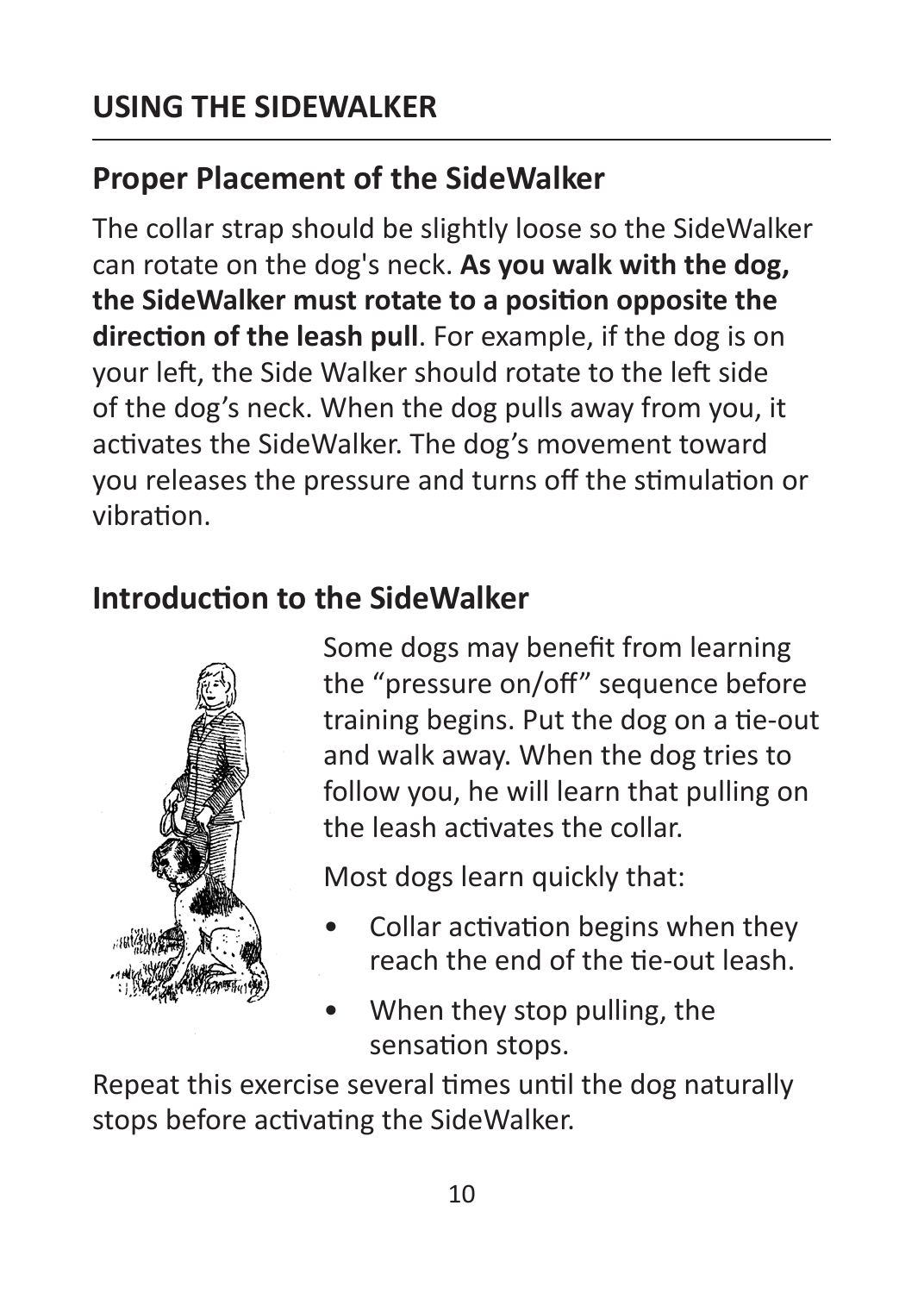## USING THE SIDEWALKER

### Proper Placement of the SideWalker

The collar strap should be slightly loose so the SideWalker can rotate on the dog's neck. **As you walk with the dog, the SideWalker must rotate to a position opposite the direction of the leash pull**. For example, if the dog is on your left, the Side Walker should rotate to the left side of the dog's neck. When the dog pulls away from you, it activates the SideWalker. The dog's movement toward you releases the pressure and turns off the stimulation or vibration.

### Introduction to the SideWalker

Some dogs may benefit from learning the "pressure on/off" sequence before training begins. Put the dog on a tie-out and walk away. When the dog tries to follow you, he will learn that pulling on the leash activates the collar.

Most dogs learn quickly that:

- Collar activation begins when they reach the end of the tie-out leash.
- When they stop pulling, the sensation stops.

Repeat this exercise several times until the dog naturally stops before activating the SideWalker.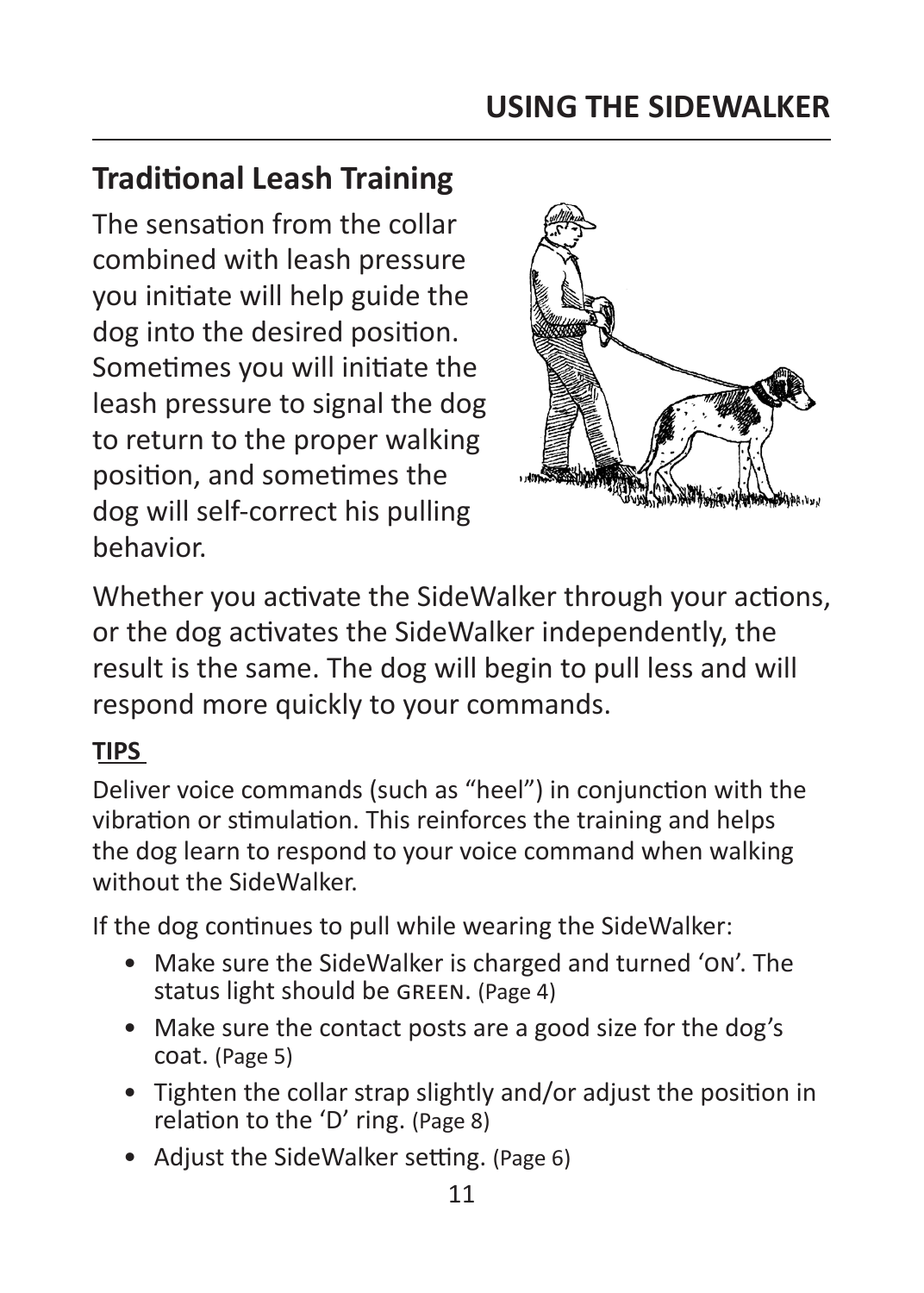## Traditional Leash Training

The sensation from the collar combined with leash pressure you initiate will help guide the dog into the desired position. Sometimes you will initiate the leash pressure to signal the dog to return to the proper walking position, and sometimes the dog will self-correct his pulling behavior.

Whether you activate the SideWalker through your actions, or the dog activates the SideWalker independently, the result is the same. The dog will begin to pull less and will respond more quickly to your commands.

**TIPS**

Deliver voice commands (such as "heel") in conjunction with the vibration or stimulation. This reinforces the training and helps the dog learn to respond to your voice command when walking without the SideWalker.

If the dog continues to pull while wearing the SideWalker:

- Make sure the SideWalker is charged and turned 'ON'. The status light should be GREEN. (Page 4)
- Make sure the contact posts are a good size for the dog's coat. (Page 5)
- Tighten the collar strap slightly and/or adjust the position in relation to the 'D' ring. (Page 8)
- Adjust the SideWalker setting. (Page 6)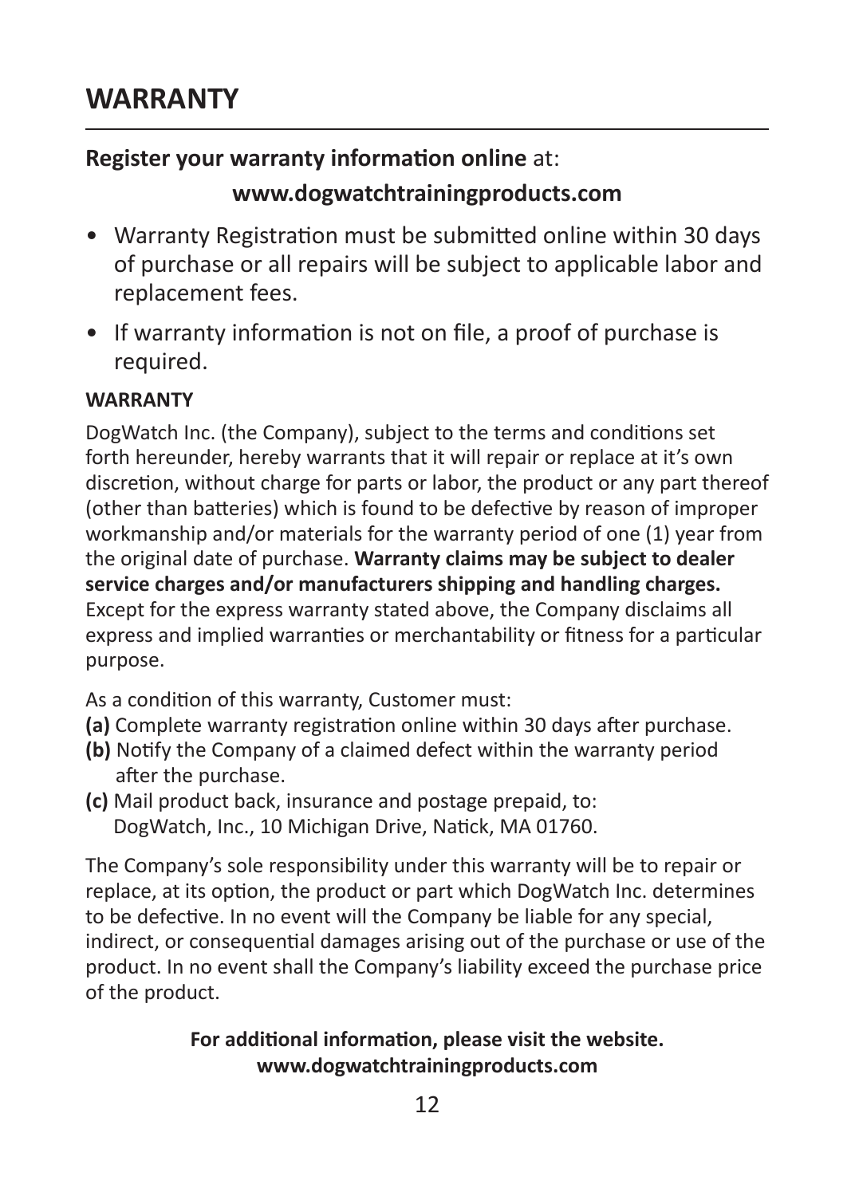# WARRANTY

**Register your warranty information online** at:

**www.dogwatchtrainingproducts.com**

- Warranty Registration must be submitted online within 30 days of purchase or all repairs will be subject to applicable labor and replacement fees.
- If warranty information is not on file, a proof of purchase is required.

**WARRANTY**

DogWatch Inc. (the Company), subject to the terms and conditions set forth hereunder, hereby warrants that it will repair or replace at it's own discretion, without charge for parts or labor, the product or any part thereof (other than batteries) which is found to be defective by reason of improper workmanship and/or materials for the warranty period of one (1) year from the original date of purchase. **Warranty claims may be subject to dealer service charges and/or manufacturers shipping and handling charges.** Except for the express warranty stated above, the Company disclaims all express and implied warranties or merchantability or fitness for a particular purpose.

As a condition of this warranty, Customer must:

**(a)** Complete warranty registration online within 30 days after purchase.
**(b)** Notify the Company of a claimed defect within the warranty period after the purchase.
**(c)** Mail product back, insurance and postage prepaid, to: DogWatch, Inc., 10 Michigan Drive, Natick, MA 01760.

The Company's sole responsibility under this warranty will be to repair or replace, at its option, the product or part which DogWatch Inc. determines to be defective. In no event will the Company be liable for any special, indirect, or consequential damages arising out of the purchase or use of the product. In no event shall the Company's liability exceed the purchase price of the product.

**For additional information, please visit the website.**
**www.dogwatchtrainingproducts.com**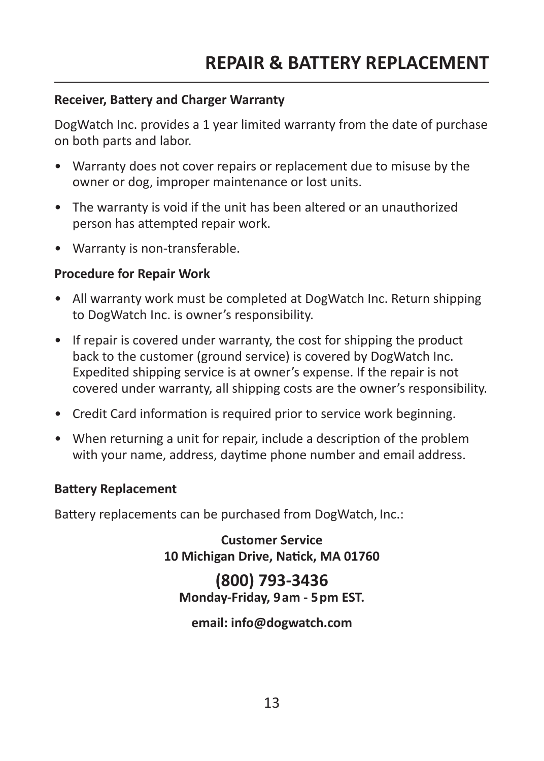# REPAIR & BATTERY REPLACEMENT

**Receiver, Battery and Charger Warranty**

DogWatch Inc. provides a 1 year limited warranty from the date of purchase on both parts and labor.

- Warranty does not cover repairs or replacement due to misuse by the owner or dog, improper maintenance or lost units.
- The warranty is void if the unit has been altered or an unauthorized person has attempted repair work.
- Warranty is non-transferable.

**Procedure for Repair Work**

- All warranty work must be completed at DogWatch Inc. Return shipping to DogWatch Inc. is owner's responsibility.
- If repair is covered under warranty, the cost for shipping the product back to the customer (ground service) is covered by DogWatch Inc. Expedited shipping service is at owner's expense. If the repair is not covered under warranty, all shipping costs are the owner's responsibility.
- Credit Card information is required prior to service work beginning.
- When returning a unit for repair, include a description of the problem with your name, address, daytime phone number and email address.

**Battery Replacement**

Battery replacements can be purchased from DogWatch, Inc.:

**Customer Service**
**10 Michigan Drive, Natick, MA 01760**

**(800) 793-3436**
**Monday-Friday, 9 am - 5 pm EST.**

**email: info@dogwatch.com**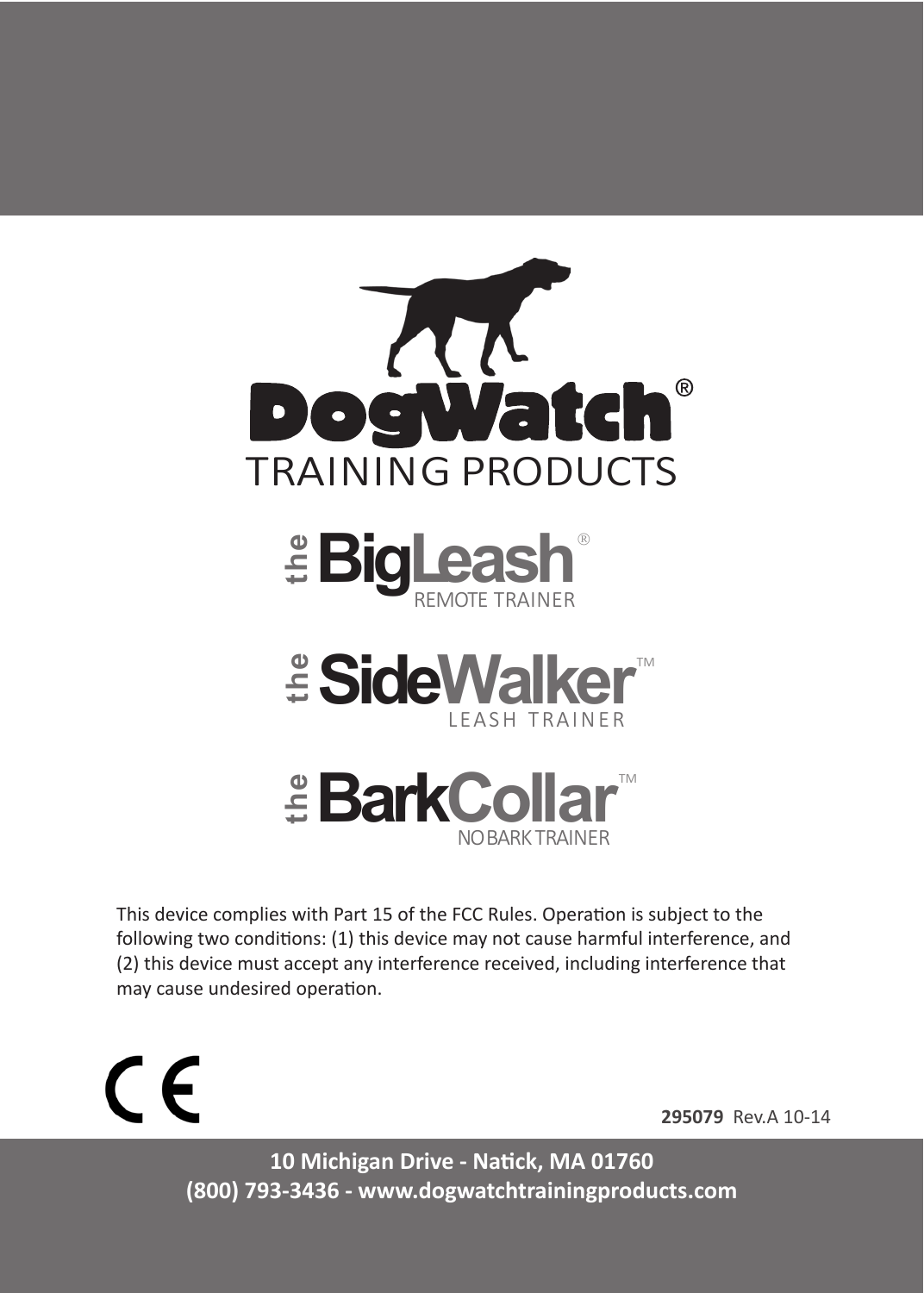# DogWatch®

## TRAINING PRODUCTS

**the BigLeash®**
REMOTE TRAINER

**the SideWalker™**
LEASH TRAINER

**the BarkCollar™**
NO BARK TRAINER

This device complies with Part 15 of the FCC Rules. Operation is subject to the following two conditions: (1) this device may not cause harmful interference, and (2) this device must accept any interference received, including interference that may cause undesired operation.

CE

**295079** Rev.A 10-14

**10 Michigan Drive - Natick, MA 01760**
**(800) 793-3436 - www.dogwatchtrainingproducts.com**